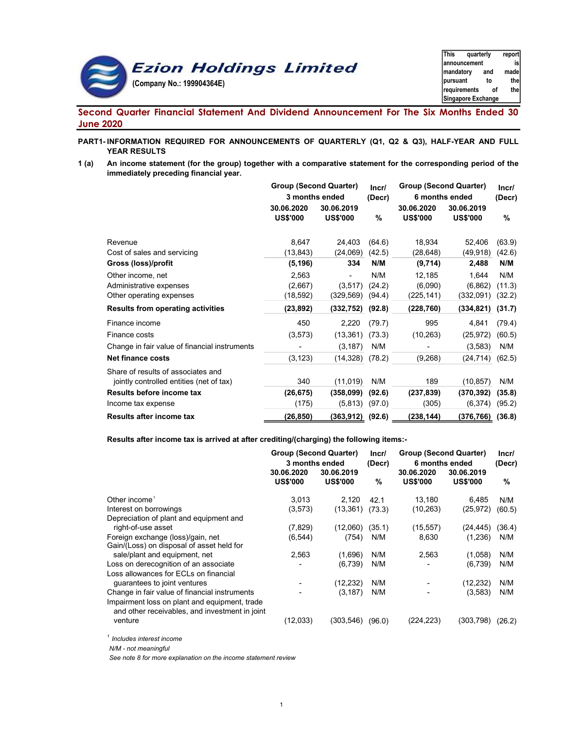# Ezion Holdings Limited

**(Company No.: 199904364E)**

This quarterly report announcement is mandatory and made pursuant to the requirements of the Singapore Exchange

## Second Quarter Financial Statement And Dividend Announcement For The Six Months Ended 30 June 2020

**PART1- INFORMATION REQUIRED FOR ANNOUNCEMENTS OF QUARTERLY (Q1, Q2 & Q3), HALF-YEAR AND FULL YEAR RESULTS**

**1 (a) An income statement (for the group) together with a comparative statement for the corresponding period of the immediately preceding financial year.**

| | Group (Second Quarter) 3 months ended | | Incr/ (Decr) | Group (Second Quarter) 6 months ended | | Incr/ (Decr) |
|---|---|---|---|---|---|---|
| | 30.06.2020 US$'000 | 30.06.2019 US$'000 | % | 30.06.2020 US$'000 | 30.06.2019 US$'000 | % |
| Revenue | 8,647 | 24,403 | (64.6) | 18,934 | 52,406 | (63.9) |
| Cost of sales and servicing | (13,843) | (24,069) | (42.5) | (28,648) | (49,918) | (42.6) |
| **Gross (loss)/profit** | **(5,196)** | **334** | **N/M** | **(9,714)** | **2,488** | **N/M** |
| Other income, net | 2,563 | - | N/M | 12,185 | 1,644 | N/M |
| Administrative expenses | (2,667) | (3,517) | (24.2) | (6,090) | (6,862) | (11.3) |
| Other operating expenses | (18,592) | (329,569) | (94.4) | (225,141) | (332,091) | (32.2) |
| **Results from operating activities** | **(23,892)** | **(332,752)** | **(92.8)** | **(228,760)** | **(334,821)** | **(31.7)** |
| Finance income | 450 | 2,220 | (79.7) | 995 | 4,841 | (79.4) |
| Finance costs | (3,573) | (13,361) | (73.3) | (10,263) | (25,972) | (60.5) |
| Change in fair value of financial instruments | - | (3,187) | N/M | - | (3,583) | N/M |
| **Net finance costs** | (3,123) | (14,328) | (78.2) | (9,268) | (24,714) | (62.5) |
| Share of results of associates and jointly controlled entities (net of tax) | 340 | (11,019) | N/M | 189 | (10,857) | N/M |
| **Results before income tax** | **(26,675)** | **(358,099)** | **(92.6)** | **(237,839)** | **(370,392)** | **(35.8)** |
| Income tax expense | (175) | (5,813) | (97.0) | (305) | (6,374) | (95.2) |
| **Results after income tax** | **(26,850)** | **(363,912)** | **(92.6)** | **(238,144)** | **(376,766)** | **(36.8)** |

**Results after income tax is arrived at after crediting/(charging) the following items:-**

| | Group (Second Quarter) 3 months ended | | Incr/ (Decr) | Group (Second Quarter) 6 months ended | | Incr/ (Decr) |
|---|---|---|---|---|---|---|
| | 30.06.2020 US$'000 | 30.06.2019 US$'000 | % | 30.06.2020 US$'000 | 30.06.2019 US$'000 | % |
| Other income[1] | 3,013 | 2,120 | 42.1 | 13,180 | 6,485 | N/M |
| Interest on borrowings | (3,573) | (13,361) | (73.3) | (10,263) | (25,972) | (60.5) |
| Depreciation of plant and equipment and right-of-use asset | (7,829) | (12,060) | (35.1) | (15,557) | (24,445) | (36.4) |
| Foreign exchange (loss)/gain, net | (6,544) | (754) | N/M | 8,630 | (1,236) | N/M |
| Gain/(Loss) on disposal of asset held for sale/plant and equipment, net | 2,563 | (1,696) | N/M | 2,563 | (1,058) | N/M |
| Loss on derecognition of an associate | - | (6,739) | N/M | - | (6,739) | N/M |
| Loss allowances for ECLs on financial guarantees to joint ventures | - | (12,232) | N/M | - | (12,232) | N/M |
| Change in fair value of financial instruments | - | (3,187) | N/M | - | (3,583) | N/M |
| Impairment loss on plant and equipment, trade and other receivables, and investment in joint venture | (12,033) | (303,546) | (96.0) | (224,223) | (303,798) | (26.2) |

[1] *Includes interest income*

*N/M - not meaningful*

*See note 8 for more explanation on the income statement review*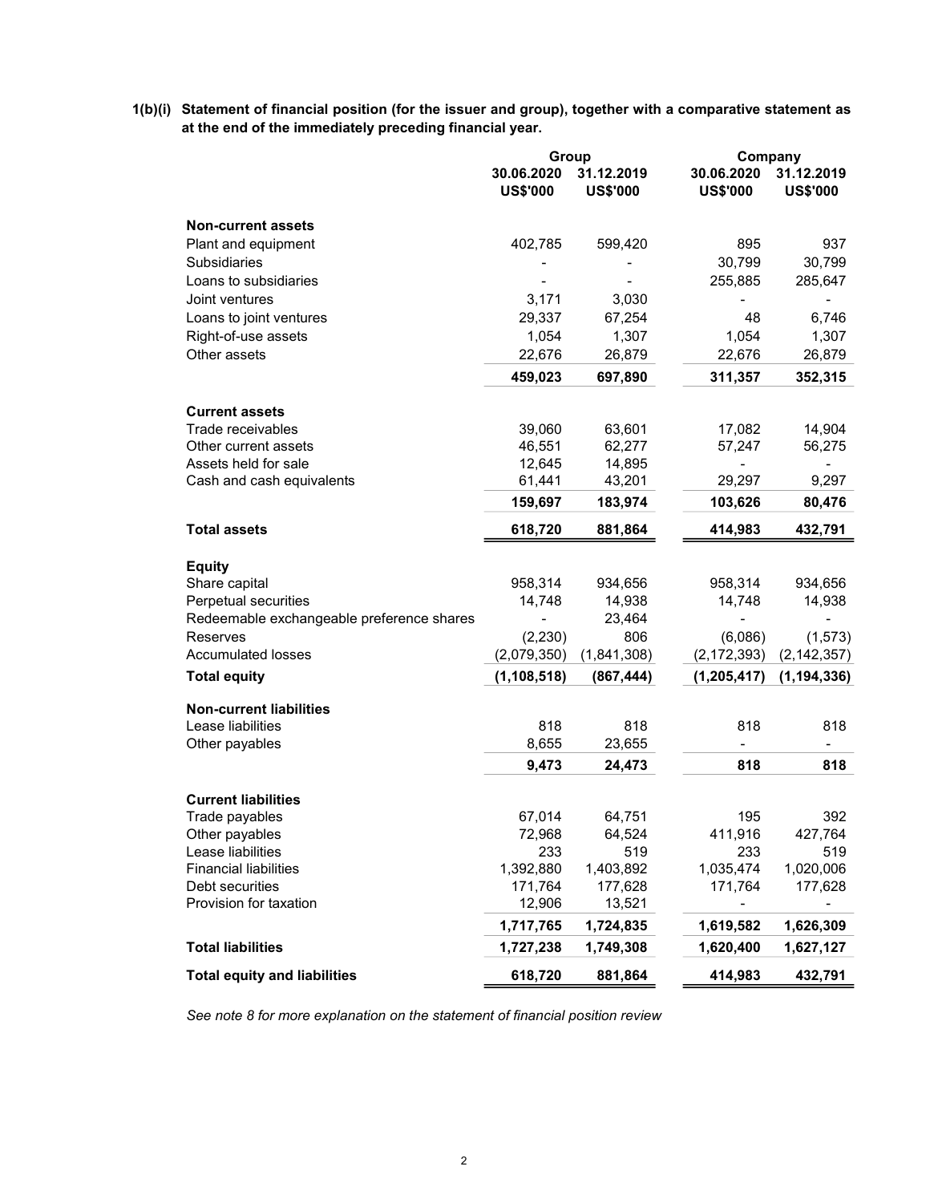**1(b)(i) Statement of financial position (for the issuer and group), together with a comparative statement as at the end of the immediately preceding financial year.**

| | Group | | Company | |
|---|---|---|---|---|
| | 30.06.2020 | 31.12.2019 | 30.06.2020 | 31.12.2019 |
| | US$'000 | US$'000 | US$'000 | US$'000 |
| **Non-current assets** | | | | |
| Plant and equipment | 402,785 | 599,420 | 895 | 937 |
| Subsidiaries | - | - | 30,799 | 30,799 |
| Loans to subsidiaries | - | - | 255,885 | 285,647 |
| Joint ventures | 3,171 | 3,030 | - | - |
| Loans to joint ventures | 29,337 | 67,254 | 48 | 6,746 |
| Right-of-use assets | 1,054 | 1,307 | 1,054 | 1,307 |
| Other assets | 22,676 | 26,879 | 22,676 | 26,879 |
| | **459,023** | **697,890** | **311,357** | **352,315** |
| **Current assets** | | | | |
| Trade receivables | 39,060 | 63,601 | 17,082 | 14,904 |
| Other current assets | 46,551 | 62,277 | 57,247 | 56,275 |
| Assets held for sale | 12,645 | 14,895 | - | - |
| Cash and cash equivalents | 61,441 | 43,201 | 29,297 | 9,297 |
| | **159,697** | **183,974** | **103,626** | **80,476** |
| **Total assets** | **618,720** | **881,864** | **414,983** | **432,791** |
| **Equity** | | | | |
| Share capital | 958,314 | 934,656 | 958,314 | 934,656 |
| Perpetual securities | 14,748 | 14,938 | 14,748 | 14,938 |
| Redeemable exchangeable preference shares | - | 23,464 | - | - |
| Reserves | (2,230) | 806 | (6,086) | (1,573) |
| Accumulated losses | (2,079,350) | (1,841,308) | (2,172,393) | (2,142,357) |
| **Total equity** | **(1,108,518)** | **(867,444)** | **(1,205,417)** | **(1,194,336)** |
| **Non-current liabilities** | | | | |
| Lease liabilities | 818 | 818 | 818 | 818 |
| Other payables | 8,655 | 23,655 | - | - |
| | **9,473** | **24,473** | **818** | **818** |
| **Current liabilities** | | | | |
| Trade payables | 67,014 | 64,751 | 195 | 392 |
| Other payables | 72,968 | 64,524 | 411,916 | 427,764 |
| Lease liabilities | 233 | 519 | 233 | 519 |
| Financial liabilities | 1,392,880 | 1,403,892 | 1,035,474 | 1,020,006 |
| Debt securities | 171,764 | 177,628 | 171,764 | 177,628 |
| Provision for taxation | 12,906 | 13,521 | - | - |
| | **1,717,765** | **1,724,835** | **1,619,582** | **1,626,309** |
| **Total liabilities** | **1,727,238** | **1,749,308** | **1,620,400** | **1,627,127** |
| **Total equity and liabilities** | **618,720** | **881,864** | **414,983** | **432,791** |

*See note 8 for more explanation on the statement of financial position review*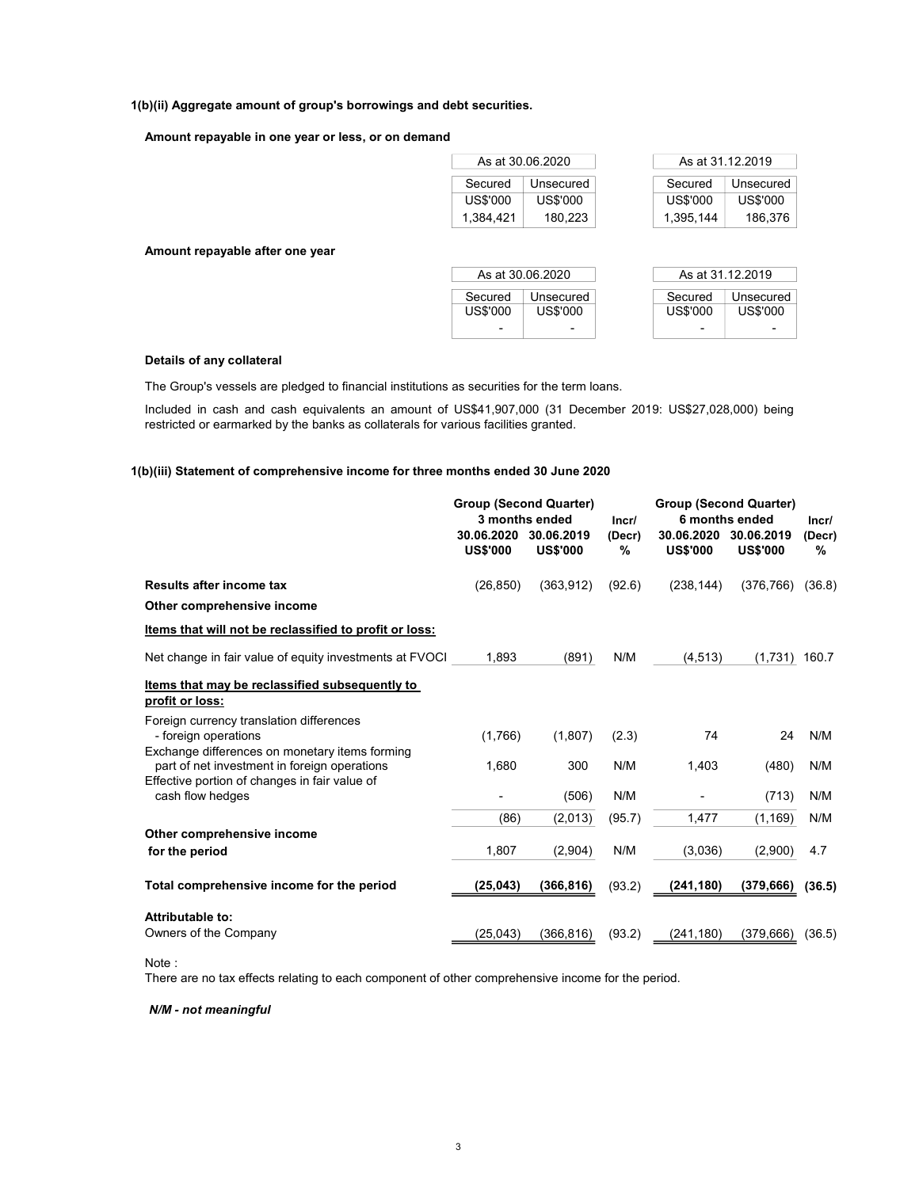**1(b)(ii) Aggregate amount of group's borrowings and debt securities.**

**Amount repayable in one year or less, or on demand**

| As at 30.06.2020 | | As at 31.12.2019 | |
|---|---|---|---|
| Secured | Unsecured | Secured | Unsecured |
| US$'000 | US$'000 | US$'000 | US$'000 |
| 1,384,421 | 180,223 | 1,395,144 | 186,376 |

**Amount repayable after one year**

| As at 30.06.2020 | | As at 31.12.2019 | |
|---|---|---|---|
| Secured | Unsecured | Secured | Unsecured |
| US$'000 | US$'000 | US$'000 | US$'000 |
| - | - | - | - |

**Details of any collateral**

The Group's vessels are pledged to financial institutions as securities for the term loans.

Included in cash and cash equivalents an amount of US$41,907,000 (31 December 2019: US$27,028,000) being restricted or earmarked by the banks as collaterals for various facilities granted.

**1(b)(iii) Statement of comprehensive income for three months ended 30 June 2020**

| | Group (Second Quarter) 3 months ended | | Incr/ (Decr) | Group (Second Quarter) 6 months ended | | Incr/ (Decr) |
|---|---|---|---|---|---|---|
| | 30.06.2020 US$'000 | 30.06.2019 US$'000 | % | 30.06.2020 US$'000 | 30.06.2019 US$'000 | % |
| **Results after income tax** | (26,850) | (363,912) | (92.6) | (238,144) | (376,766) | (36.8) |
| **Other comprehensive income** | | | | | | |
| **Items that will not be reclassified to profit or loss:** | | | | | | |
| Net change in fair value of equity investments at FVOCI | 1,893 | (891) | N/M | (4,513) | (1,731) | 160.7 |
| **Items that may be reclassified subsequently to profit or loss:** | | | | | | |
| Foreign currency translation differences - foreign operations | (1,766) | (1,807) | (2.3) | 74 | 24 | N/M |
| Exchange differences on monetary items forming part of net investment in foreign operations | 1,680 | 300 | N/M | 1,403 | (480) | N/M |
| Effective portion of changes in fair value of cash flow hedges | - | (506) | N/M | - | (713) | N/M |
| | (86) | (2,013) | (95.7) | 1,477 | (1,169) | N/M |
| **Other comprehensive income for the period** | 1,807 | (2,904) | N/M | (3,036) | (2,900) | 4.7 |
| **Total comprehensive income for the period** | **(25,043)** | **(366,816)** | (93.2) | **(241,180)** | **(379,666)** | **(36.5)** |
| **Attributable to:** | | | | | | |
| Owners of the Company | (25,043) | (366,816) | (93.2) | (241,180) | (379,666) | (36.5) |

Note :
There are no tax effects relating to each component of other comprehensive income for the period.

***N/M - not meaningful***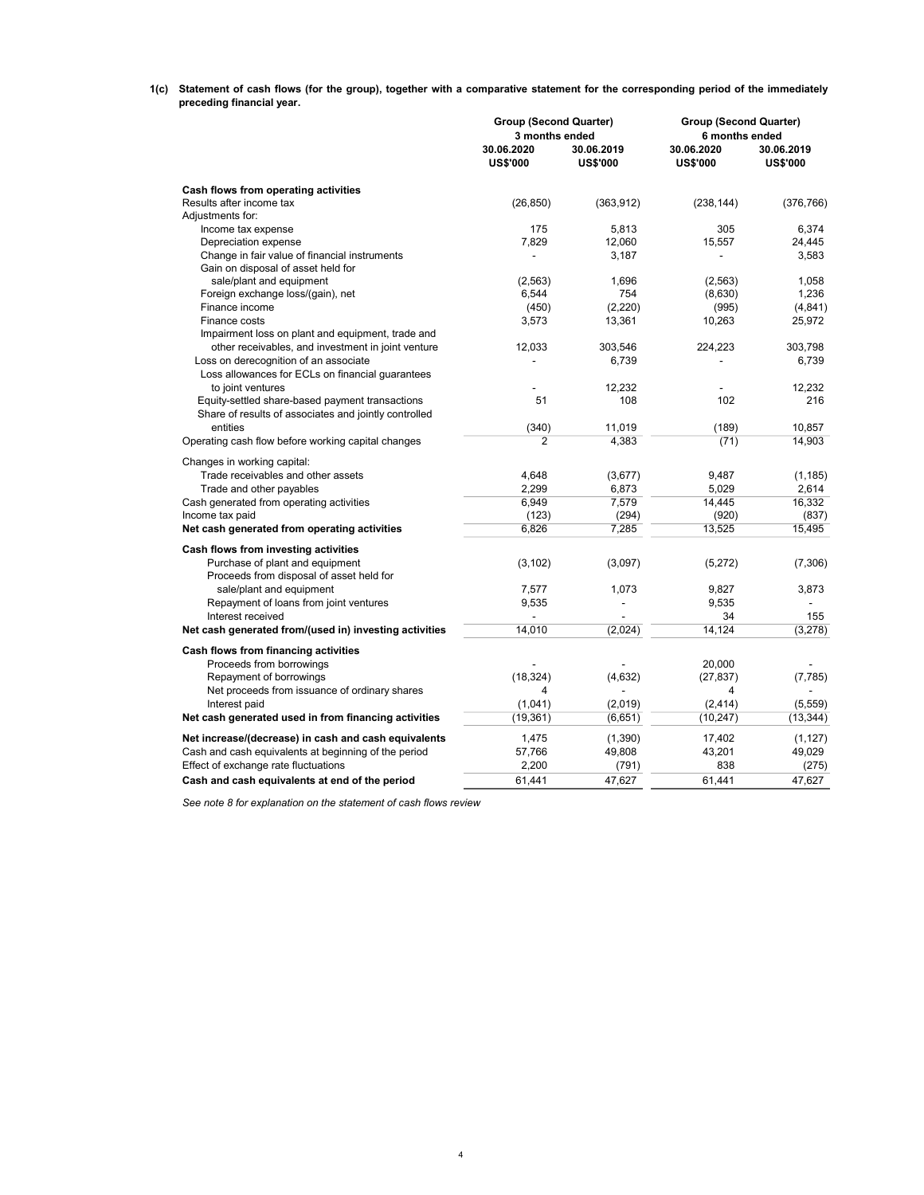**1(c) Statement of cash flows (for the group), together with a comparative statement for the corresponding period of the immediately preceding financial year.**

| | Group (Second Quarter) 3 months ended | | Group (Second Quarter) 6 months ended | |
|---|---|---|---|---|
| | 30.06.2020 US$'000 | 30.06.2019 US$'000 | 30.06.2020 US$'000 | 30.06.2019 US$'000 |
| **Cash flows from operating activities** | | | | |
| Results after income tax | (26,850) | (363,912) | (238,144) | (376,766) |
| Adjustments for: | | | | |
| Income tax expense | 175 | 5,813 | 305 | 6,374 |
| Depreciation expense | 7,829 | 12,060 | 15,557 | 24,445 |
| Change in fair value of financial instruments | - | 3,187 | - | 3,583 |
| Gain on disposal of asset held for sale/plant and equipment | (2,563) | 1,696 | (2,563) | 1,058 |
| Foreign exchange loss/(gain), net | 6,544 | 754 | (8,630) | 1,236 |
| Finance income | (450) | (2,220) | (995) | (4,841) |
| Finance costs | 3,573 | 13,361 | 10,263 | 25,972 |
| Impairment loss on plant and equipment, trade and other receivables, and investment in joint venture | 12,033 | 303,546 | 224,223 | 303,798 |
| Loss on derecognition of an associate | - | 6,739 | - | 6,739 |
| Loss allowances for ECLs on financial guarantees to joint ventures | - | 12,232 | - | 12,232 |
| Equity-settled share-based payment transactions | 51 | 108 | 102 | 216 |
| Share of results of associates and jointly controlled entities | (340) | 11,019 | (189) | 10,857 |
| Operating cash flow before working capital changes | 2 | 4,383 | (71) | 14,903 |
| Changes in working capital: | | | | |
| Trade receivables and other assets | 4,648 | (3,677) | 9,487 | (1,185) |
| Trade and other payables | 2,299 | 6,873 | 5,029 | 2,614 |
| Cash generated from operating activities | 6,949 | 7,579 | 14,445 | 16,332 |
| Income tax paid | (123) | (294) | (920) | (837) |
| **Net cash generated from operating activities** | 6,826 | 7,285 | 13,525 | 15,495 |
| **Cash flows from investing activities** | | | | |
| Purchase of plant and equipment | (3,102) | (3,097) | (5,272) | (7,306) |
| Proceeds from disposal of asset held for sale/plant and equipment | 7,577 | 1,073 | 9,827 | 3,873 |
| Repayment of loans from joint ventures | 9,535 | - | 9,535 | - |
| Interest received | - | - | 34 | 155 |
| **Net cash generated from/(used in) investing activities** | 14,010 | (2,024) | 14,124 | (3,278) |
| **Cash flows from financing activities** | | | | |
| Proceeds from borrowings | - | - | 20,000 | - |
| Repayment of borrowings | (18,324) | (4,632) | (27,837) | (7,785) |
| Net proceeds from issuance of ordinary shares | 4 | - | 4 | - |
| Interest paid | (1,041) | (2,019) | (2,414) | (5,559) |
| **Net cash generated used in from financing activities** | (19,361) | (6,651) | (10,247) | (13,344) |
| **Net increase/(decrease) in cash and cash equivalents** | 1,475 | (1,390) | 17,402 | (1,127) |
| Cash and cash equivalents at beginning of the period | 57,766 | 49,808 | 43,201 | 49,029 |
| Effect of exchange rate fluctuations | 2,200 | (791) | 838 | (275) |
| **Cash and cash equivalents at end of the period** | 61,441 | 47,627 | 61,441 | 47,627 |

*See note 8 for explanation on the statement of cash flows review*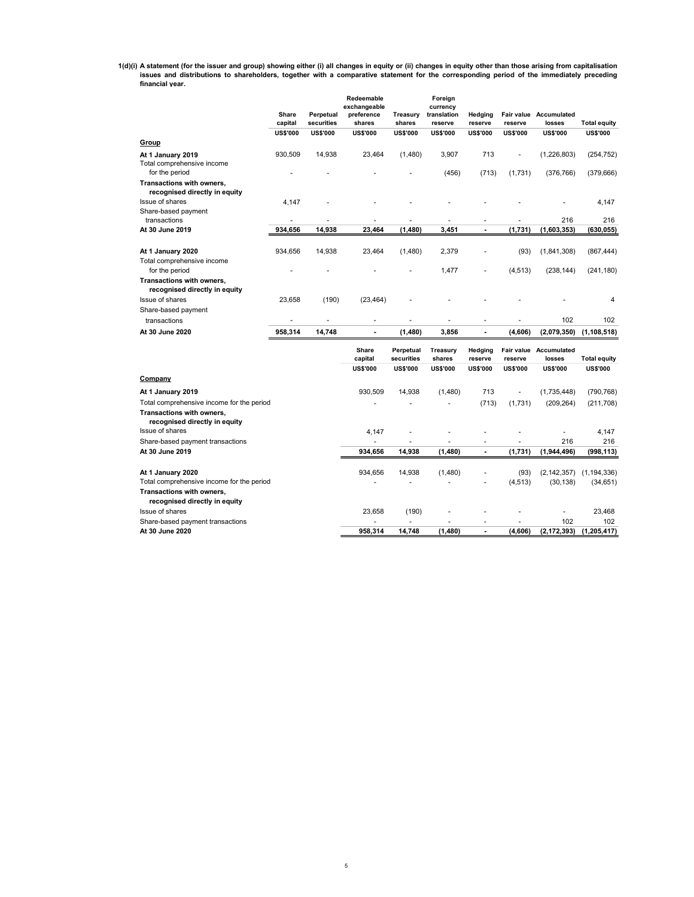**1(d)(i) A statement (for the issuer and group) showing either (i) all changes in equity or (ii) changes in equity other than those arising from capitalisation issues and distributions to shareholders, together with a comparative statement for the corresponding period of the immediately preceding financial year.**

| | Share capital | Perpetual securities | Redeemable exchangeable preference shares | Treasury shares | Foreign currency translation reserve | Hedging reserve | Fair value reserve | Accumulated losses | Total equity |
|---|---|---|---|---|---|---|---|---|---|
| | US$'000 | US$'000 | US$'000 | US$'000 | US$'000 | US$'000 | US$'000 | US$'000 | US$'000 |
| **Group** | | | | | | | | | |
| **At 1 January 2019** | 930,509 | 14,938 | 23,464 | (1,480) | 3,907 | 713 | - | (1,226,803) | (254,752) |
| Total comprehensive income for the period | - | - | - | - | (456) | (713) | (1,731) | (376,766) | (379,666) |
| **Transactions with owners, recognised directly in equity** | | | | | | | | | |
| Issue of shares | 4,147 | - | - | - | - | - | - | - | 4,147 |
| Share-based payment transactions | - | - | - | - | - | - | - | 216 | 216 |
| **At 30 June 2019** | **934,656** | **14,938** | **23,464** | **(1,480)** | **3,451** | **-** | **(1,731)** | **(1,603,353)** | **(630,055)** |
| | | | | | | | | | |
| **At 1 January 2020** | 934,656 | 14,938 | 23,464 | (1,480) | 2,379 | - | (93) | (1,841,308) | (867,444) |
| Total comprehensive income for the period | - | - | - | - | 1,477 | - | (4,513) | (238,144) | (241,180) |
| **Transactions with owners, recognised directly in equity** | | | | | | | | | |
| Issue of shares | 23,658 | (190) | (23,464) | - | - | - | - | - | 4 |
| Share-based payment transactions | - | - | - | - | - | - | - | 102 | 102 |
| **At 30 June 2020** | **958,314** | **14,748** | **-** | **(1,480)** | **3,856** | **-** | **(4,606)** | **(2,079,350)** | **(1,108,518)** |

| | Share capital | Perpetual securities | Treasury shares | Hedging reserve | Fair value reserve | Accumulated losses | Total equity |
|---|---|---|---|---|---|---|---|
| | US$'000 | US$'000 | US$'000 | US$'000 | US$'000 | US$'000 | US$'000 |
| **Company** | | | | | | | |
| **At 1 January 2019** | 930,509 | 14,938 | (1,480) | 713 | - | (1,735,448) | (790,768) |
| Total comprehensive income for the period | - | - | - | (713) | (1,731) | (209,264) | (211,708) |
| **Transactions with owners, recognised directly in equity** | | | | | | | |
| Issue of shares | 4,147 | - | - | - | - | - | 4,147 |
| Share-based payment transactions | - | - | - | - | - | 216 | 216 |
| **At 30 June 2019** | **934,656** | **14,938** | **(1,480)** | **-** | **(1,731)** | **(1,944,496)** | **(998,113)** |
| | | | | | | | |
| **At 1 January 2020** | 934,656 | 14,938 | (1,480) | - | (93) | (2,142,357) | (1,194,336) |
| Total comprehensive income for the period | - | - | - | - | (4,513) | (30,138) | (34,651) |
| **Transactions with owners, recognised directly in equity** | | | | | | | |
| Issue of shares | 23,658 | (190) | - | - | - | - | 23,468 |
| Share-based payment transactions | - | - | - | - | - | 102 | 102 |
| **At 30 June 2020** | **958,314** | **14,748** | **(1,480)** | **-** | **(4,606)** | **(2,172,393)** | **(1,205,417)** |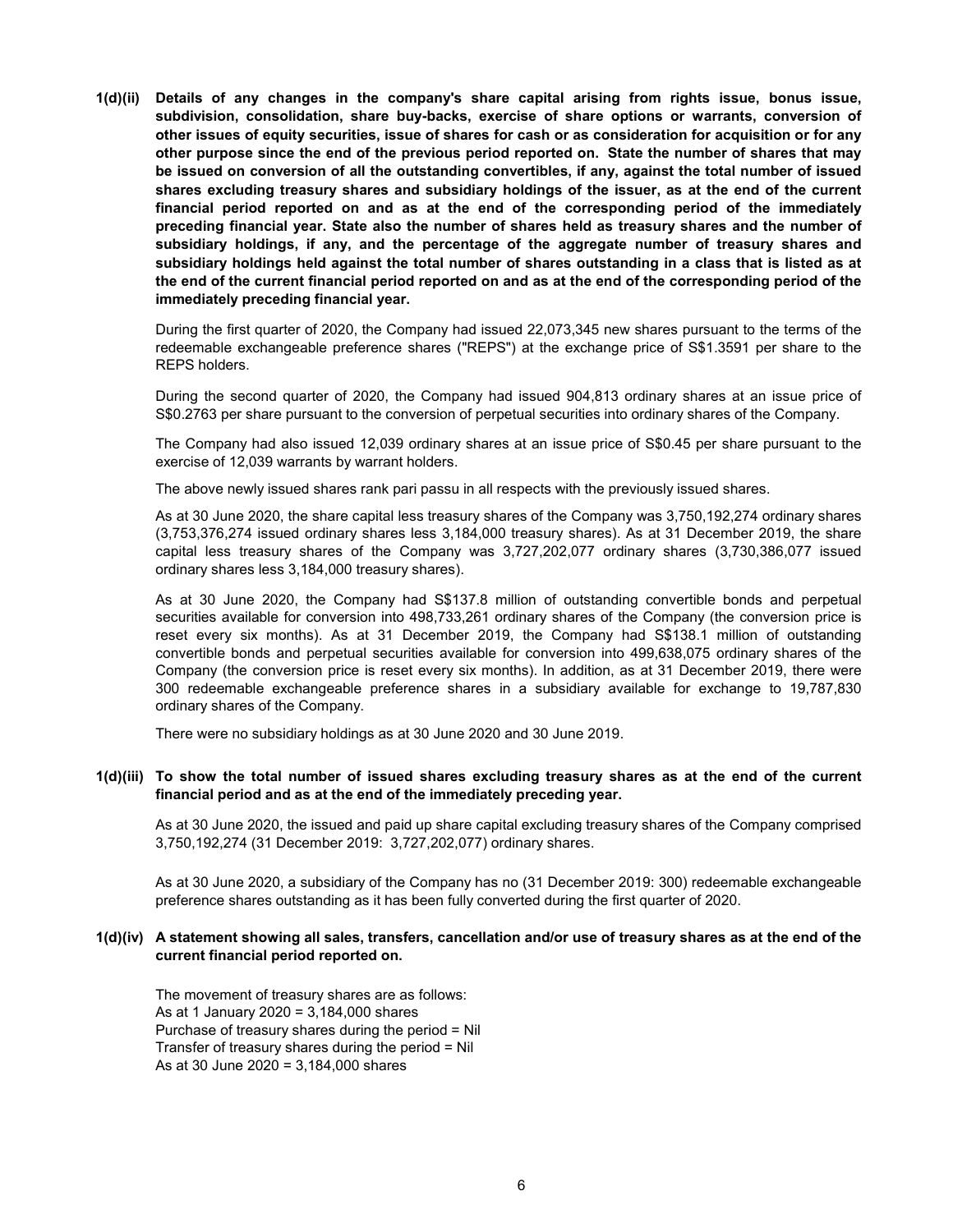**1(d)(ii) Details of any changes in the company's share capital arising from rights issue, bonus issue, subdivision, consolidation, share buy-backs, exercise of share options or warrants, conversion of other issues of equity securities, issue of shares for cash or as consideration for acquisition or for any other purpose since the end of the previous period reported on. State the number of shares that may be issued on conversion of all the outstanding convertibles, if any, against the total number of issued shares excluding treasury shares and subsidiary holdings of the issuer, as at the end of the current financial period reported on and as at the end of the corresponding period of the immediately preceding financial year. State also the number of shares held as treasury shares and the number of subsidiary holdings, if any, and the percentage of the aggregate number of treasury shares and subsidiary holdings held against the total number of shares outstanding in a class that is listed as at the end of the current financial period reported on and as at the end of the corresponding period of the immediately preceding financial year.**

During the first quarter of 2020, the Company had issued 22,073,345 new shares pursuant to the terms of the redeemable exchangeable preference shares ("REPS") at the exchange price of S$1.3591 per share to the REPS holders.

During the second quarter of 2020, the Company had issued 904,813 ordinary shares at an issue price of S$0.2763 per share pursuant to the conversion of perpetual securities into ordinary shares of the Company.

The Company had also issued 12,039 ordinary shares at an issue price of S$0.45 per share pursuant to the exercise of 12,039 warrants by warrant holders.

The above newly issued shares rank pari passu in all respects with the previously issued shares.

As at 30 June 2020, the share capital less treasury shares of the Company was 3,750,192,274 ordinary shares (3,753,376,274 issued ordinary shares less 3,184,000 treasury shares). As at 31 December 2019, the share capital less treasury shares of the Company was 3,727,202,077 ordinary shares (3,730,386,077 issued ordinary shares less 3,184,000 treasury shares).

As at 30 June 2020, the Company had S$137.8 million of outstanding convertible bonds and perpetual securities available for conversion into 498,733,261 ordinary shares of the Company (the conversion price is reset every six months). As at 31 December 2019, the Company had S$138.1 million of outstanding convertible bonds and perpetual securities available for conversion into 499,638,075 ordinary shares of the Company (the conversion price is reset every six months). In addition, as at 31 December 2019, there were 300 redeemable exchangeable preference shares in a subsidiary available for exchange to 19,787,830 ordinary shares of the Company.

There were no subsidiary holdings as at 30 June 2020 and 30 June 2019.

**1(d)(iii) To show the total number of issued shares excluding treasury shares as at the end of the current financial period and as at the end of the immediately preceding year.**

As at 30 June 2020, the issued and paid up share capital excluding treasury shares of the Company comprised 3,750,192,274 (31 December 2019: 3,727,202,077) ordinary shares.

As at 30 June 2020, a subsidiary of the Company has no (31 December 2019: 300) redeemable exchangeable preference shares outstanding as it has been fully converted during the first quarter of 2020.

**1(d)(iv) A statement showing all sales, transfers, cancellation and/or use of treasury shares as at the end of the current financial period reported on.**

The movement of treasury shares are as follows:
As at 1 January 2020 = 3,184,000 shares
Purchase of treasury shares during the period = Nil
Transfer of treasury shares during the period = Nil
As at 30 June 2020 = 3,184,000 shares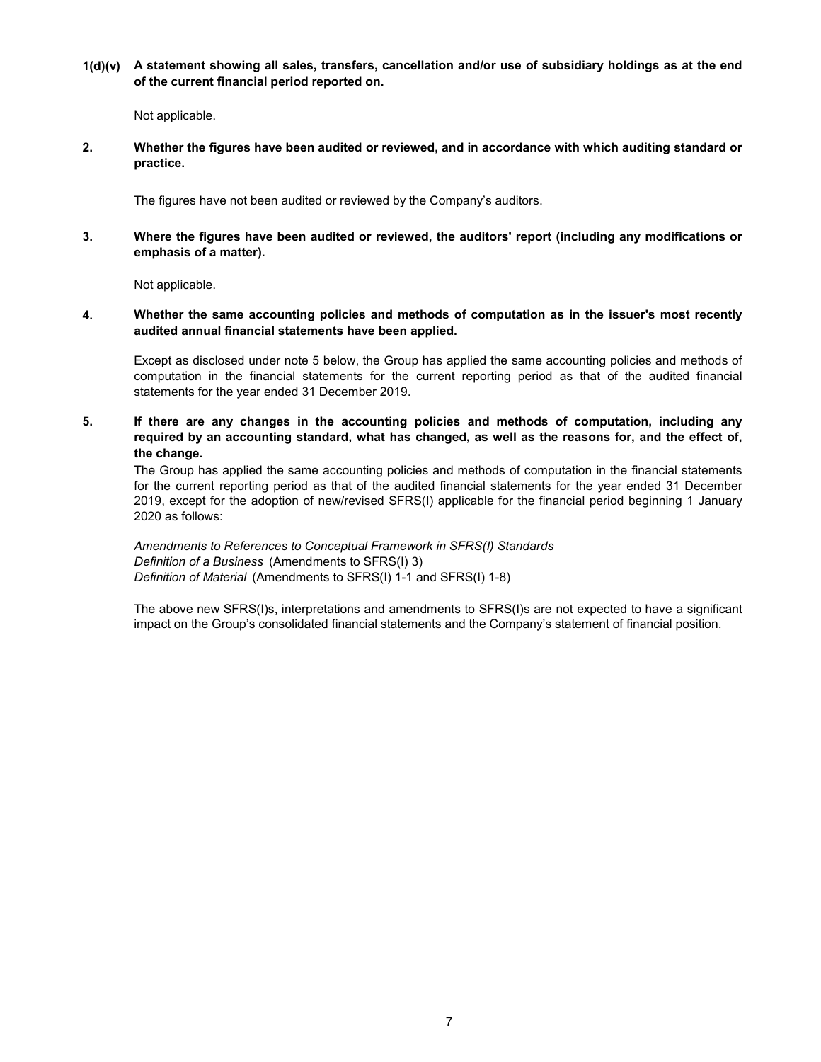**1(d)(v) A statement showing all sales, transfers, cancellation and/or use of subsidiary holdings as at the end of the current financial period reported on.**

Not applicable.

**2. Whether the figures have been audited or reviewed, and in accordance with which auditing standard or practice.**

The figures have not been audited or reviewed by the Company's auditors.

**3. Where the figures have been audited or reviewed, the auditors' report (including any modifications or emphasis of a matter).**

Not applicable.

**4. Whether the same accounting policies and methods of computation as in the issuer's most recently audited annual financial statements have been applied.**

Except as disclosed under note 5 below, the Group has applied the same accounting policies and methods of computation in the financial statements for the current reporting period as that of the audited financial statements for the year ended 31 December 2019.

**5. If there are any changes in the accounting policies and methods of computation, including any required by an accounting standard, what has changed, as well as the reasons for, and the effect of, the change.**

The Group has applied the same accounting policies and methods of computation in the financial statements for the current reporting period as that of the audited financial statements for the year ended 31 December 2019, except for the adoption of new/revised SFRS(I) applicable for the financial period beginning 1 January 2020 as follows:

*Amendments to References to Conceptual Framework in SFRS(I) Standards*
*Definition of a Business* (Amendments to SFRS(I) 3)
*Definition of Material* (Amendments to SFRS(I) 1-1 and SFRS(I) 1-8)

The above new SFRS(I)s, interpretations and amendments to SFRS(I)s are not expected to have a significant impact on the Group's consolidated financial statements and the Company's statement of financial position.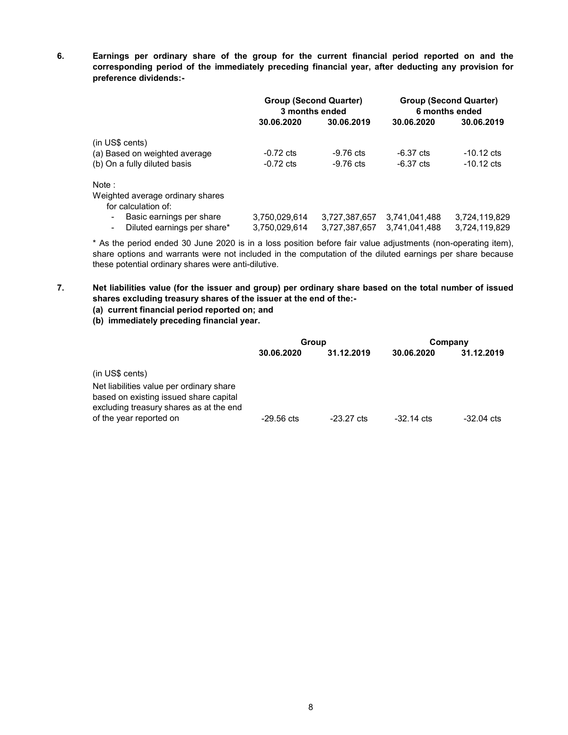**6. Earnings per ordinary share of the group for the current financial period reported on and the corresponding period of the immediately preceding financial year, after deducting any provision for preference dividends:-**

| | Group (Second Quarter) 3 months ended | | Group (Second Quarter) 6 months ended | |
|---|---|---|---|---|
| | **30.06.2020** | **30.06.2019** | **30.06.2020** | **30.06.2019** |
| (in US$ cents) | | | | |
| (a) Based on weighted average | -0.72 cts | -9.76 cts | -6.37 cts | -10.12 cts |
| (b) On a fully diluted basis | -0.72 cts | -9.76 cts | -6.37 cts | -10.12 cts |
| Note : | | | | |
| Weighted average ordinary shares for calculation of: | | | | |
| - Basic earnings per share | 3,750,029,614 | 3,727,387,657 | 3,741,041,488 | 3,724,119,829 |
| - Diluted earnings per share* | 3,750,029,614 | 3,727,387,657 | 3,741,041,488 | 3,724,119,829 |

* As the period ended 30 June 2020 is in a loss position before fair value adjustments (non-operating item), share options and warrants were not included in the computation of the diluted earnings per share because these potential ordinary shares were anti-dilutive.

**7. Net liabilities value (for the issuer and group) per ordinary share based on the total number of issued shares excluding treasury shares of the issuer at the end of the:-**

**(a) current financial period reported on; and**

**(b) immediately preceding financial year.**

| | Group | | Company | |
|---|---|---|---|---|
| | **30.06.2020** | **31.12.2019** | **30.06.2020** | **31.12.2019** |
| (in US$ cents) | | | | |
| Net liabilities value per ordinary share based on existing issued share capital excluding treasury shares as at the end of the year reported on | -29.56 cts | -23.27 cts | -32.14 cts | -32.04 cts |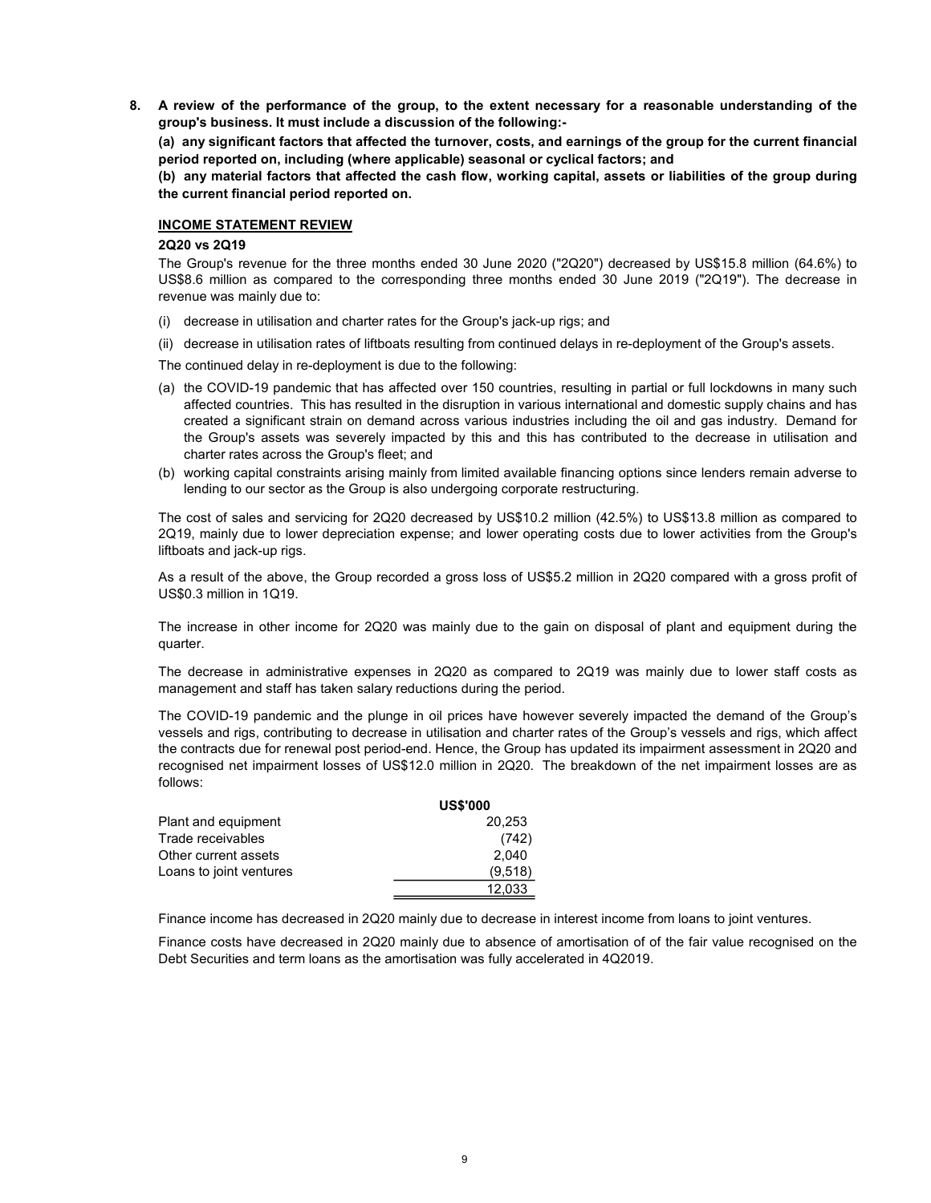**8. A review of the performance of the group, to the extent necessary for a reasonable understanding of the group's business. It must include a discussion of the following:-**

**(a) any significant factors that affected the turnover, costs, and earnings of the group for the current financial period reported on, including (where applicable) seasonal or cyclical factors; and**

**(b) any material factors that affected the cash flow, working capital, assets or liabilities of the group during the current financial period reported on.**

**INCOME STATEMENT REVIEW**

**2Q20 vs 2Q19**

The Group's revenue for the three months ended 30 June 2020 ("2Q20") decreased by US$15.8 million (64.6%) to US$8.6 million as compared to the corresponding three months ended 30 June 2019 ("2Q19"). The decrease in revenue was mainly due to:

(i) decrease in utilisation and charter rates for the Group's jack-up rigs; and

(ii) decrease in utilisation rates of liftboats resulting from continued delays in re-deployment of the Group's assets.

The continued delay in re-deployment is due to the following:

(a) the COVID-19 pandemic that has affected over 150 countries, resulting in partial or full lockdowns in many such affected countries. This has resulted in the disruption in various international and domestic supply chains and has created a significant strain on demand across various industries including the oil and gas industry. Demand for the Group's assets was severely impacted by this and this has contributed to the decrease in utilisation and charter rates across the Group's fleet; and

(b) working capital constraints arising mainly from limited available financing options since lenders remain adverse to lending to our sector as the Group is also undergoing corporate restructuring.

The cost of sales and servicing for 2Q20 decreased by US$10.2 million (42.5%) to US$13.8 million as compared to 2Q19, mainly due to lower depreciation expense; and lower operating costs due to lower activities from the Group's liftboats and jack-up rigs.

As a result of the above, the Group recorded a gross loss of US$5.2 million in 2Q20 compared with a gross profit of US$0.3 million in 1Q19.

The increase in other income for 2Q20 was mainly due to the gain on disposal of plant and equipment during the quarter.

The decrease in administrative expenses in 2Q20 as compared to 2Q19 was mainly due to lower staff costs as management and staff has taken salary reductions during the period.

The COVID-19 pandemic and the plunge in oil prices have however severely impacted the demand of the Group's vessels and rigs, contributing to decrease in utilisation and charter rates of the Group's vessels and rigs, which affect the contracts due for renewal post period-end. Hence, the Group has updated its impairment assessment in 2Q20 and recognised net impairment losses of US$12.0 million in 2Q20. The breakdown of the net impairment losses are as follows:

| | US$'000 |
|---|---|
| Plant and equipment | 20,253 |
| Trade receivables | (742) |
| Other current assets | 2,040 |
| Loans to joint ventures | (9,518) |
| | 12,033 |

Finance income has decreased in 2Q20 mainly due to decrease in interest income from loans to joint ventures.

Finance costs have decreased in 2Q20 mainly due to absence of amortisation of of the fair value recognised on the Debt Securities and term loans as the amortisation was fully accelerated in 4Q2019.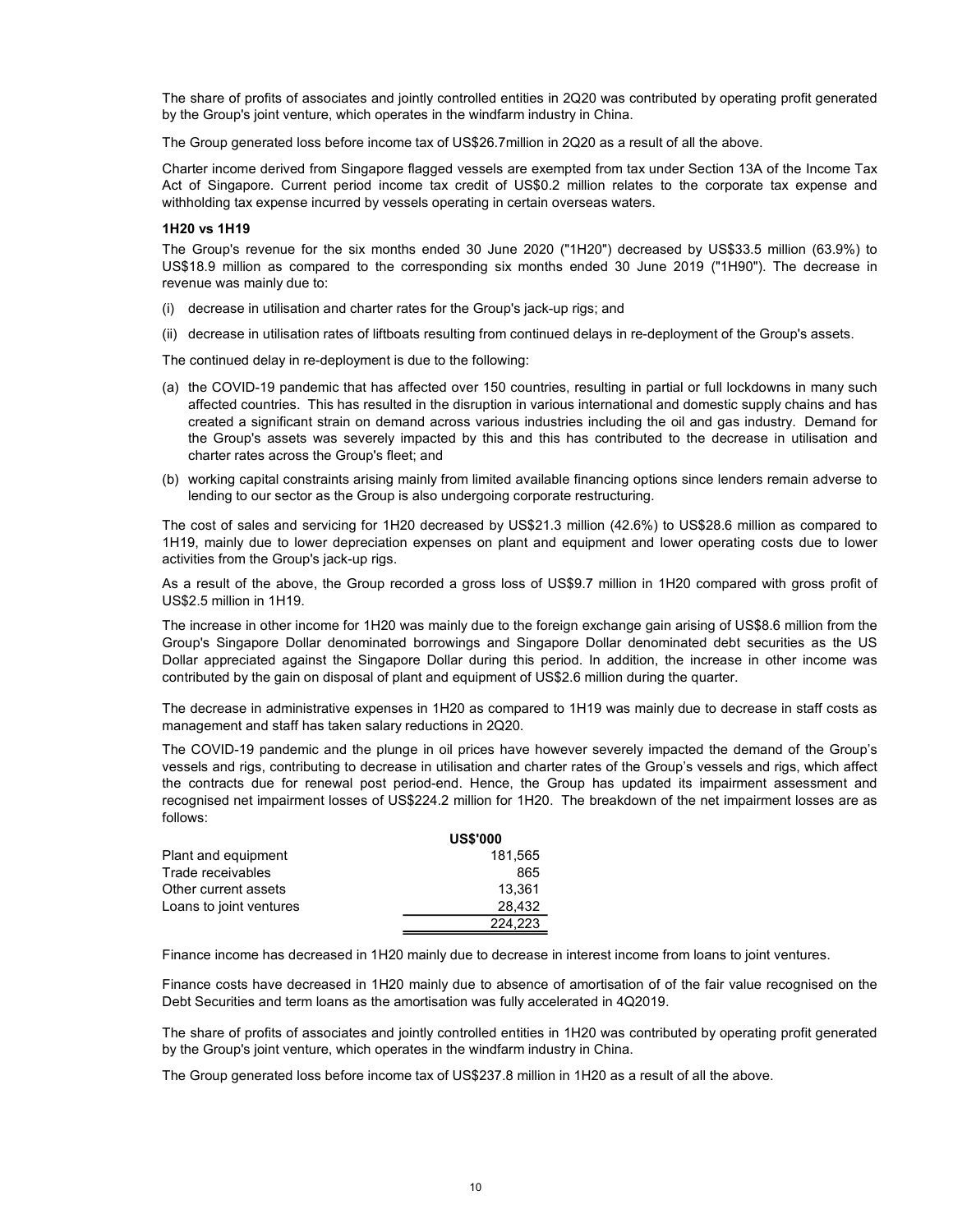The share of profits of associates and jointly controlled entities in 2Q20 was contributed by operating profit generated by the Group's joint venture, which operates in the windfarm industry in China.

The Group generated loss before income tax of US$26.7million in 2Q20 as a result of all the above.

Charter income derived from Singapore flagged vessels are exempted from tax under Section 13A of the Income Tax Act of Singapore. Current period income tax credit of US$0.2 million relates to the corporate tax expense and withholding tax expense incurred by vessels operating in certain overseas waters.

**1H20 vs 1H19**

The Group's revenue for the six months ended 30 June 2020 ("1H20") decreased by US$33.5 million (63.9%) to US$18.9 million as compared to the corresponding six months ended 30 June 2019 ("1H90"). The decrease in revenue was mainly due to:

(i) decrease in utilisation and charter rates for the Group's jack-up rigs; and

(ii) decrease in utilisation rates of liftboats resulting from continued delays in re-deployment of the Group's assets.

The continued delay in re-deployment is due to the following:

(a) the COVID-19 pandemic that has affected over 150 countries, resulting in partial or full lockdowns in many such affected countries. This has resulted in the disruption in various international and domestic supply chains and has created a significant strain on demand across various industries including the oil and gas industry. Demand for the Group's assets was severely impacted by this and this has contributed to the decrease in utilisation and charter rates across the Group's fleet; and

(b) working capital constraints arising mainly from limited available financing options since lenders remain adverse to lending to our sector as the Group is also undergoing corporate restructuring.

The cost of sales and servicing for 1H20 decreased by US$21.3 million (42.6%) to US$28.6 million as compared to 1H19, mainly due to lower depreciation expenses on plant and equipment and lower operating costs due to lower activities from the Group's jack-up rigs.

As a result of the above, the Group recorded a gross loss of US$9.7 million in 1H20 compared with gross profit of US$2.5 million in 1H19.

The increase in other income for 1H20 was mainly due to the foreign exchange gain arising of US$8.6 million from the Group's Singapore Dollar denominated borrowings and Singapore Dollar denominated debt securities as the US Dollar appreciated against the Singapore Dollar during this period. In addition, the increase in other income was contributed by the gain on disposal of plant and equipment of US$2.6 million during the quarter.

The decrease in administrative expenses in 1H20 as compared to 1H19 was mainly due to decrease in staff costs as management and staff has taken salary reductions in 2Q20.

The COVID-19 pandemic and the plunge in oil prices have however severely impacted the demand of the Group's vessels and rigs, contributing to decrease in utilisation and charter rates of the Group's vessels and rigs, which affect the contracts due for renewal post period-end. Hence, the Group has updated its impairment assessment and recognised net impairment losses of US$224.2 million for 1H20. The breakdown of the net impairment losses are as follows:

| | US$'000 |
|---|---:|
| Plant and equipment | 181,565 |
| Trade receivables | 865 |
| Other current assets | 13,361 |
| Loans to joint ventures | 28,432 |
| | 224,223 |

Finance income has decreased in 1H20 mainly due to decrease in interest income from loans to joint ventures.

Finance costs have decreased in 1H20 mainly due to absence of amortisation of of the fair value recognised on the Debt Securities and term loans as the amortisation was fully accelerated in 4Q2019.

The share of profits of associates and jointly controlled entities in 1H20 was contributed by operating profit generated by the Group's joint venture, which operates in the windfarm industry in China.

The Group generated loss before income tax of US$237.8 million in 1H20 as a result of all the above.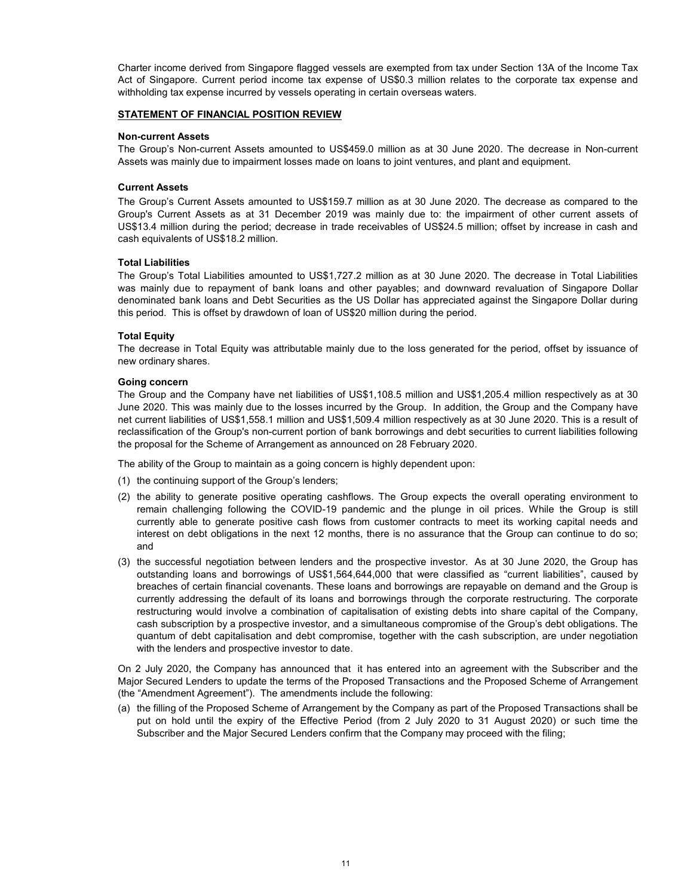Charter income derived from Singapore flagged vessels are exempted from tax under Section 13A of the Income Tax Act of Singapore. Current period income tax expense of US$0.3 million relates to the corporate tax expense and withholding tax expense incurred by vessels operating in certain overseas waters.

## STATEMENT OF FINANCIAL POSITION REVIEW

### Non-current Assets

The Group's Non-current Assets amounted to US$459.0 million as at 30 June 2020. The decrease in Non-current Assets was mainly due to impairment losses made on loans to joint ventures, and plant and equipment.

### Current Assets

The Group's Current Assets amounted to US$159.7 million as at 30 June 2020. The decrease as compared to the Group's Current Assets as at 31 December 2019 was mainly due to: the impairment of other current assets of US$13.4 million during the period; decrease in trade receivables of US$24.5 million; offset by increase in cash and cash equivalents of US$18.2 million.

### Total Liabilities

The Group's Total Liabilities amounted to US$1,727.2 million as at 30 June 2020. The decrease in Total Liabilities was mainly due to repayment of bank loans and other payables; and downward revaluation of Singapore Dollar denominated bank loans and Debt Securities as the US Dollar has appreciated against the Singapore Dollar during this period. This is offset by drawdown of loan of US$20 million during the period.

### Total Equity

The decrease in Total Equity was attributable mainly due to the loss generated for the period, offset by issuance of new ordinary shares.

### Going concern

The Group and the Company have net liabilities of US$1,108.5 million and US$1,205.4 million respectively as at 30 June 2020. This was mainly due to the losses incurred by the Group. In addition, the Group and the Company have net current liabilities of US$1,558.1 million and US$1,509.4 million respectively as at 30 June 2020. This is a result of reclassification of the Group's non-current portion of bank borrowings and debt securities to current liabilities following the proposal for the Scheme of Arrangement as announced on 28 February 2020.

The ability of the Group to maintain as a going concern is highly dependent upon:

(1) the continuing support of the Group's lenders;

(2) the ability to generate positive operating cashflows. The Group expects the overall operating environment to remain challenging following the COVID-19 pandemic and the plunge in oil prices. While the Group is still currently able to generate positive cash flows from customer contracts to meet its working capital needs and interest on debt obligations in the next 12 months, there is no assurance that the Group can continue to do so; and

(3) the successful negotiation between lenders and the prospective investor. As at 30 June 2020, the Group has outstanding loans and borrowings of US$1,564,644,000 that were classified as "current liabilities", caused by breaches of certain financial covenants. These loans and borrowings are repayable on demand and the Group is currently addressing the default of its loans and borrowings through the corporate restructuring. The corporate restructuring would involve a combination of capitalisation of existing debts into share capital of the Company, cash subscription by a prospective investor, and a simultaneous compromise of the Group's debt obligations. The quantum of debt capitalisation and debt compromise, together with the cash subscription, are under negotiation with the lenders and prospective investor to date.

On 2 July 2020, the Company has announced that it has entered into an agreement with the Subscriber and the Major Secured Lenders to update the terms of the Proposed Transactions and the Proposed Scheme of Arrangement (the "Amendment Agreement"). The amendments include the following:

(a) the filling of the Proposed Scheme of Arrangement by the Company as part of the Proposed Transactions shall be put on hold until the expiry of the Effective Period (from 2 July 2020 to 31 August 2020) or such time the Subscriber and the Major Secured Lenders confirm that the Company may proceed with the filing;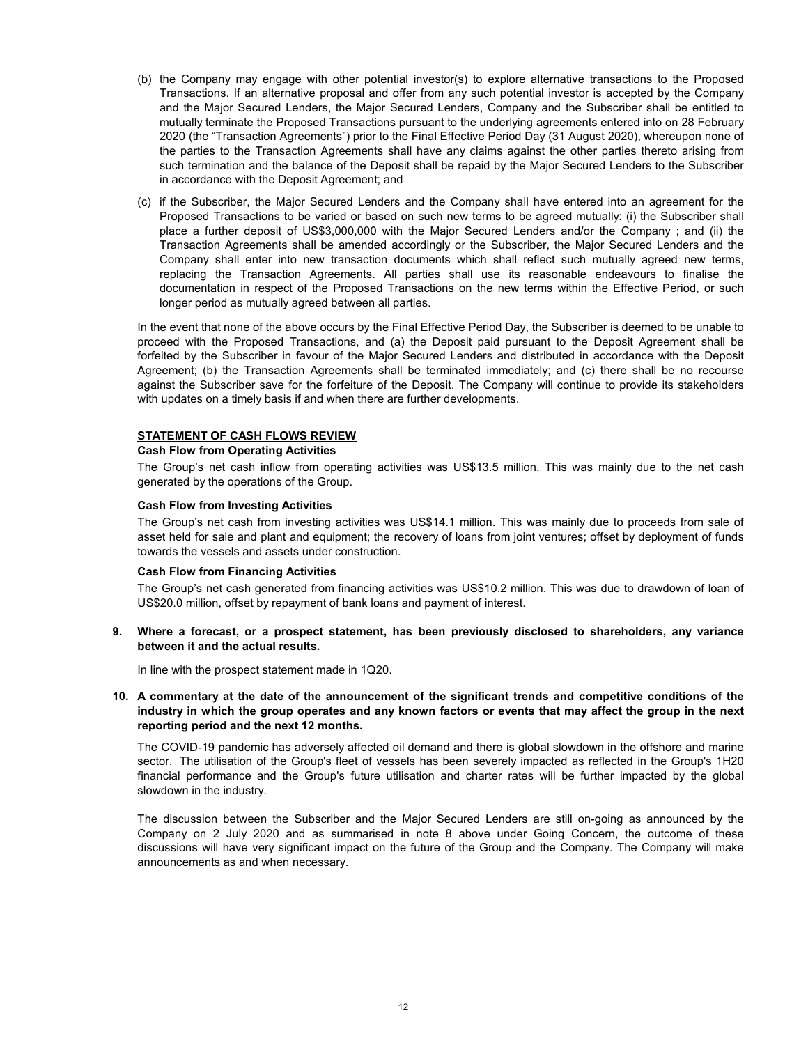(b) the Company may engage with other potential investor(s) to explore alternative transactions to the Proposed Transactions. If an alternative proposal and offer from any such potential investor is accepted by the Company and the Major Secured Lenders, the Major Secured Lenders, Company and the Subscriber shall be entitled to mutually terminate the Proposed Transactions pursuant to the underlying agreements entered into on 28 February 2020 (the "Transaction Agreements") prior to the Final Effective Period Day (31 August 2020), whereupon none of the parties to the Transaction Agreements shall have any claims against the other parties thereto arising from such termination and the balance of the Deposit shall be repaid by the Major Secured Lenders to the Subscriber in accordance with the Deposit Agreement; and

(c) if the Subscriber, the Major Secured Lenders and the Company shall have entered into an agreement for the Proposed Transactions to be varied or based on such new terms to be agreed mutually: (i) the Subscriber shall place a further deposit of US$3,000,000 with the Major Secured Lenders and/or the Company ; and (ii) the Transaction Agreements shall be amended accordingly or the Subscriber, the Major Secured Lenders and the Company shall enter into new transaction documents which shall reflect such mutually agreed new terms, replacing the Transaction Agreements. All parties shall use its reasonable endeavours to finalise the documentation in respect of the Proposed Transactions on the new terms within the Effective Period, or such longer period as mutually agreed between all parties.

In the event that none of the above occurs by the Final Effective Period Day, the Subscriber is deemed to be unable to proceed with the Proposed Transactions, and (a) the Deposit paid pursuant to the Deposit Agreement shall be forfeited by the Subscriber in favour of the Major Secured Lenders and distributed in accordance with the Deposit Agreement; (b) the Transaction Agreements shall be terminated immediately; and (c) there shall be no recourse against the Subscriber save for the forfeiture of the Deposit. The Company will continue to provide its stakeholders with updates on a timely basis if and when there are further developments.

**STATEMENT OF CASH FLOWS REVIEW**

**Cash Flow from Operating Activities**

The Group's net cash inflow from operating activities was US$13.5 million. This was mainly due to the net cash generated by the operations of the Group.

**Cash Flow from Investing Activities**

The Group's net cash from investing activities was US$14.1 million. This was mainly due to proceeds from sale of asset held for sale and plant and equipment; the recovery of loans from joint ventures; offset by deployment of funds towards the vessels and assets under construction.

**Cash Flow from Financing Activities**

The Group's net cash generated from financing activities was US$10.2 million. This was due to drawdown of loan of US$20.0 million, offset by repayment of bank loans and payment of interest.

**9. Where a forecast, or a prospect statement, has been previously disclosed to shareholders, any variance between it and the actual results.**

In line with the prospect statement made in 1Q20.

**10. A commentary at the date of the announcement of the significant trends and competitive conditions of the industry in which the group operates and any known factors or events that may affect the group in the next reporting period and the next 12 months.**

The COVID-19 pandemic has adversely affected oil demand and there is global slowdown in the offshore and marine sector. The utilisation of the Group's fleet of vessels has been severely impacted as reflected in the Group's 1H20 financial performance and the Group's future utilisation and charter rates will be further impacted by the global slowdown in the industry.

The discussion between the Subscriber and the Major Secured Lenders are still on-going as announced by the Company on 2 July 2020 and as summarised in note 8 above under Going Concern, the outcome of these discussions will have very significant impact on the future of the Group and the Company. The Company will make announcements as and when necessary.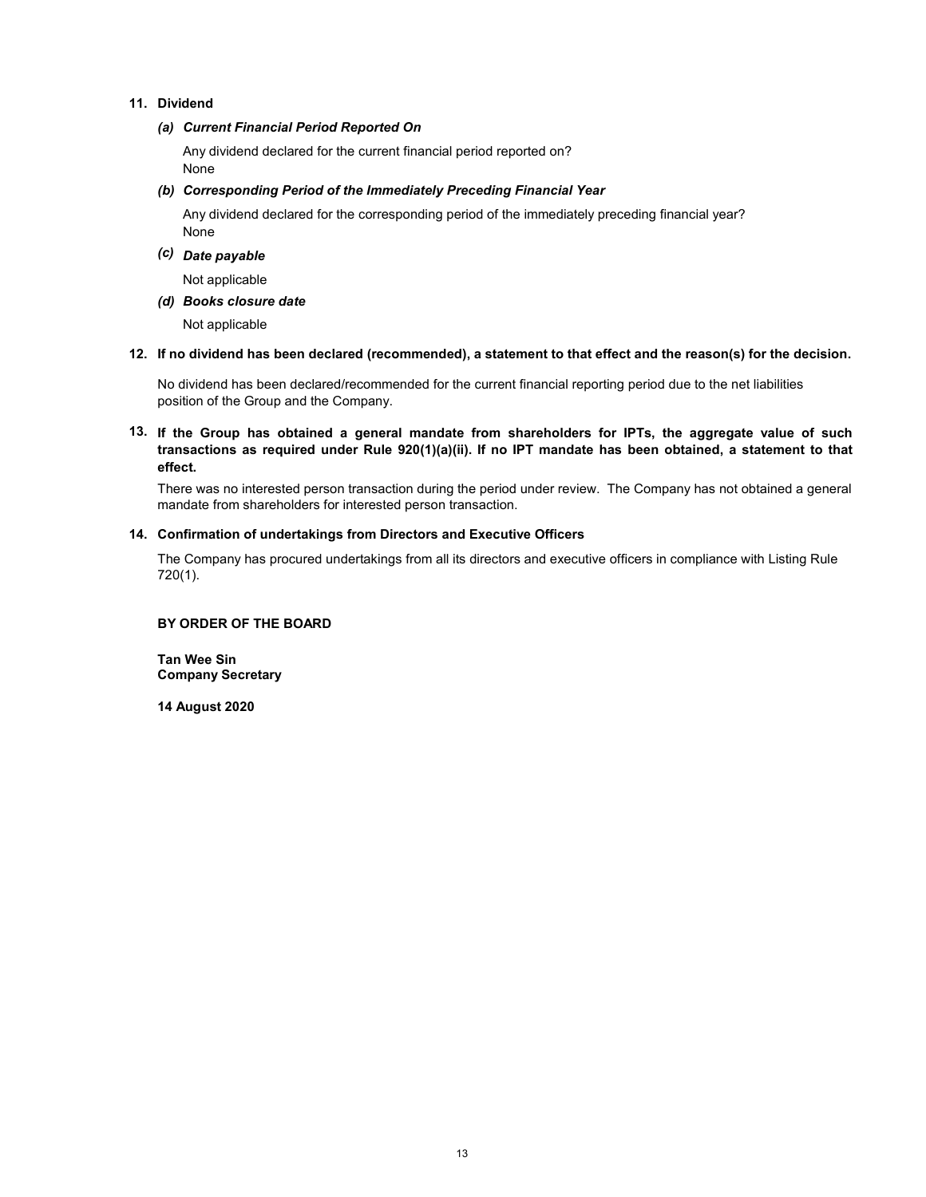## 11. Dividend

### *(a) Current Financial Period Reported On*

Any dividend declared for the current financial period reported on?
None

### *(b) Corresponding Period of the Immediately Preceding Financial Year*

Any dividend declared for the corresponding period of the immediately preceding financial year?
None

### *(c) Date payable*

Not applicable

### *(d) Books closure date*

Not applicable

## 12. If no dividend has been declared (recommended), a statement to that effect and the reason(s) for the decision.

No dividend has been declared/recommended for the current financial reporting period due to the net liabilities position of the Group and the Company.

## 13. If the Group has obtained a general mandate from shareholders for IPTs, the aggregate value of such transactions as required under Rule 920(1)(a)(ii). If no IPT mandate has been obtained, a statement to that effect.

There was no interested person transaction during the period under review. The Company has not obtained a general mandate from shareholders for interested person transaction.

## 14. Confirmation of undertakings from Directors and Executive Officers

The Company has procured undertakings from all its directors and executive officers in compliance with Listing Rule 720(1).

**BY ORDER OF THE BOARD**

**Tan Wee Sin**
**Company Secretary**

**14 August 2020**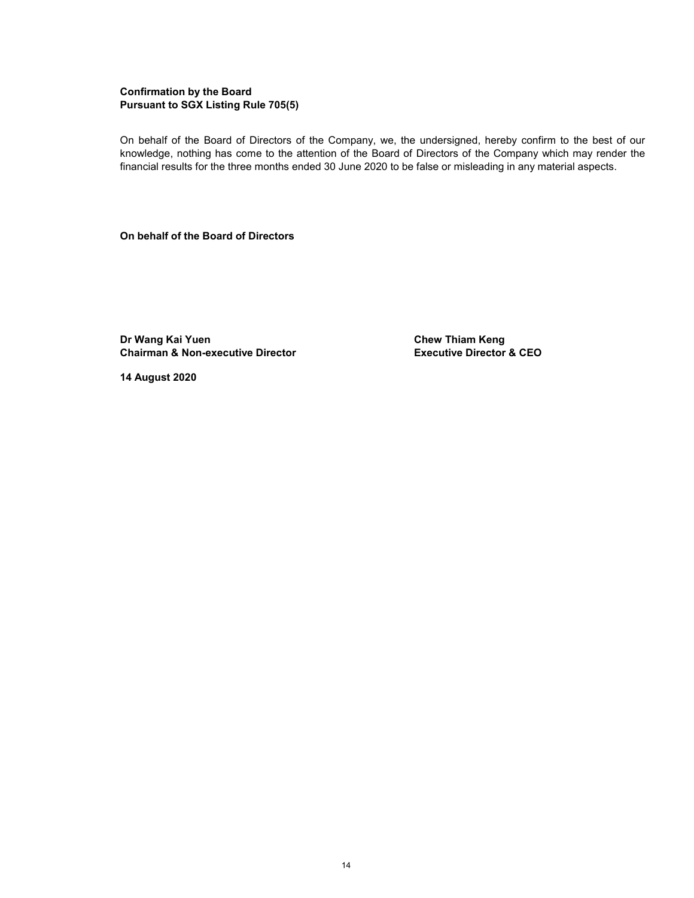**Confirmation by the Board**
**Pursuant to SGX Listing Rule 705(5)**

On behalf of the Board of Directors of the Company, we, the undersigned, hereby confirm to the best of our knowledge, nothing has come to the attention of the Board of Directors of the Company which may render the financial results for the three months ended 30 June 2020 to be false or misleading in any material aspects.

**On behalf of the Board of Directors**

**Dr Wang Kai Yuen**
**Chairman & Non-executive Director**

**Chew Thiam Keng**
**Executive Director & CEO**

**14 August 2020**